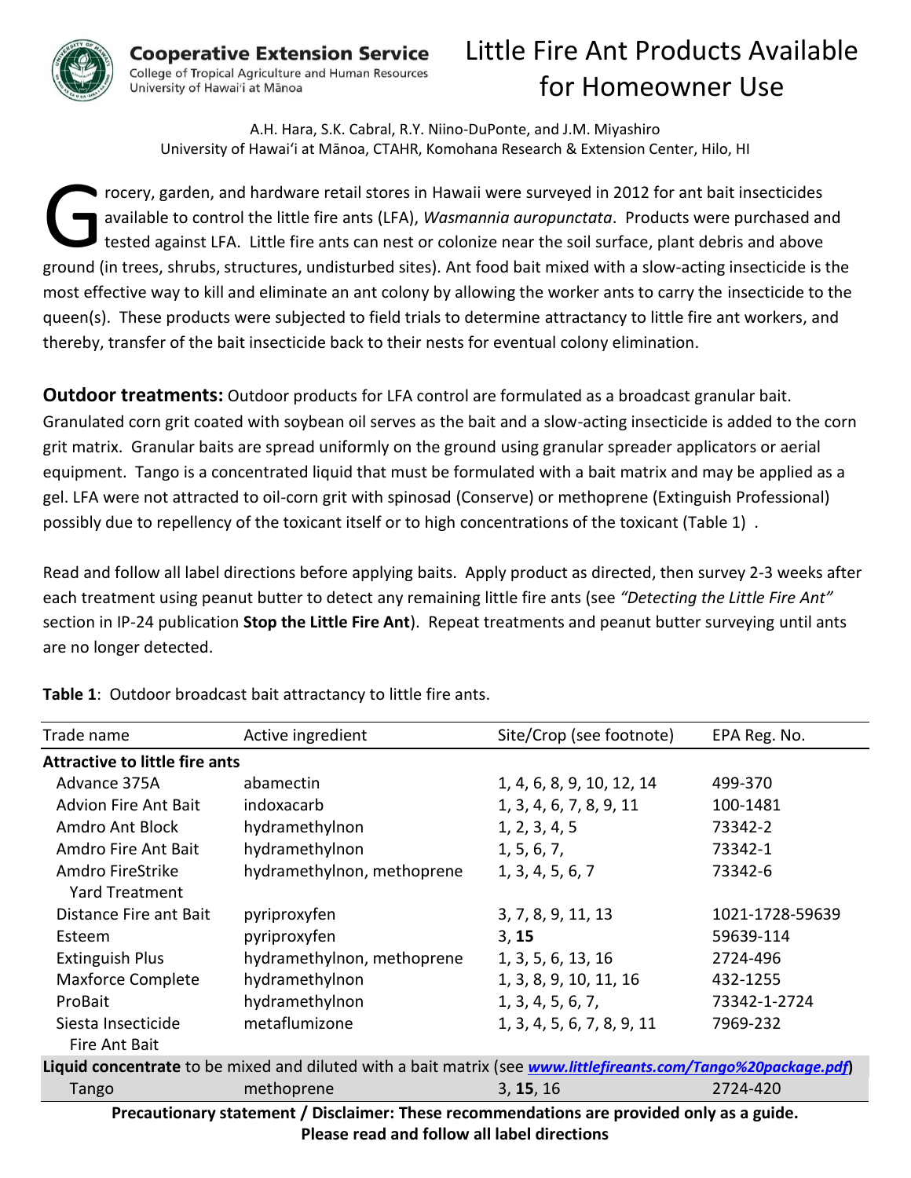Cooperative Extension Service
College of Tropical Agriculture and Human Resources
University of Hawai'i at Mānoa

# Little Fire Ant Products Available for Homeowner Use

A.H. Hara, S.K. Cabral, R.Y. Niino-DuPonte, and J.M. Miyashiro
University of Hawaiʻi at Mānoa, CTAHR, Komohana Research & Extension Center, Hilo, HI

Grocery, garden, and hardware retail stores in Hawaii were surveyed in 2012 for ant bait insecticides available to control the little fire ants (LFA), *Wasmannia auropunctata*. Products were purchased and tested against LFA. Little fire ants can nest or colonize near the soil surface, plant debris and above ground (in trees, shrubs, structures, undisturbed sites). Ant food bait mixed with a slow-acting insecticide is the most effective way to kill and eliminate an ant colony by allowing the worker ants to carry the insecticide to the queen(s). These products were subjected to field trials to determine attractancy to little fire ant workers, and thereby, transfer of the bait insecticide back to their nests for eventual colony elimination.

**Outdoor treatments:** Outdoor products for LFA control are formulated as a broadcast granular bait. Granulated corn grit coated with soybean oil serves as the bait and a slow-acting insecticide is added to the corn grit matrix. Granular baits are spread uniformly on the ground using granular spreader applicators or aerial equipment. Tango is a concentrated liquid that must be formulated with a bait matrix and may be applied as a gel. LFA were not attracted to oil-corn grit with spinosad (Conserve) or methoprene (Extinguish Professional) possibly due to repellency of the toxicant itself or to high concentrations of the toxicant (Table 1) .

Read and follow all label directions before applying baits. Apply product as directed, then survey 2-3 weeks after each treatment using peanut butter to detect any remaining little fire ants (see *"Detecting the Little Fire Ant"* section in IP-24 publication **Stop the Little Fire Ant**). Repeat treatments and peanut butter surveying until ants are no longer detected.

**Table 1**: Outdoor broadcast bait attractancy to little fire ants.

| Trade name | Active ingredient | Site/Crop (see footnote) | EPA Reg. No. |
|---|---|---|---|
| **Attractive to little fire ants** | | | |
| Advance 375A | abamectin | 1, 4, 6, 8, 9, 10, 12, 14 | 499-370 |
| Advion Fire Ant Bait | indoxacarb | 1, 3, 4, 6, 7, 8, 9, 11 | 100-1481 |
| Amdro Ant Block | hydramethylnon | 1, 2, 3, 4, 5 | 73342-2 |
| Amdro Fire Ant Bait | hydramethylnon | 1, 5, 6, 7, | 73342-1 |
| Amdro FireStrike Yard Treatment | hydramethylnon, methoprene | 1, 3, 4, 5, 6, 7 | 73342-6 |
| Distance Fire ant Bait | pyriproxyfen | 3, 7, 8, 9, 11, 13 | 1021-1728-59639 |
| Esteem | pyriproxyfen | 3, **15** | 59639-114 |
| Extinguish Plus | hydramethylnon, methoprene | 1, 3, 5, 6, 13, 16 | 2724-496 |
| Maxforce Complete | hydramethylnon | 1, 3, 8, 9, 10, 11, 16 | 432-1255 |
| ProBait | hydramethylnon | 1, 3, 4, 5, 6, 7, | 73342-1-2724 |
| Siesta Insecticide Fire Ant Bait | metaflumizone | 1, 3, 4, 5, 6, 7, 8, 9, 11 | 7969-232 |
| **Liquid concentrate** to be mixed and diluted with a bait matrix (see ***www.littlefireants.com/Tango%20package.pdf***) | | | |
| Tango | methoprene | 3, **15**, 16 | 2724-420 |

**Precautionary statement / Disclaimer: These recommendations are provided only as a guide. Please read and follow all label directions**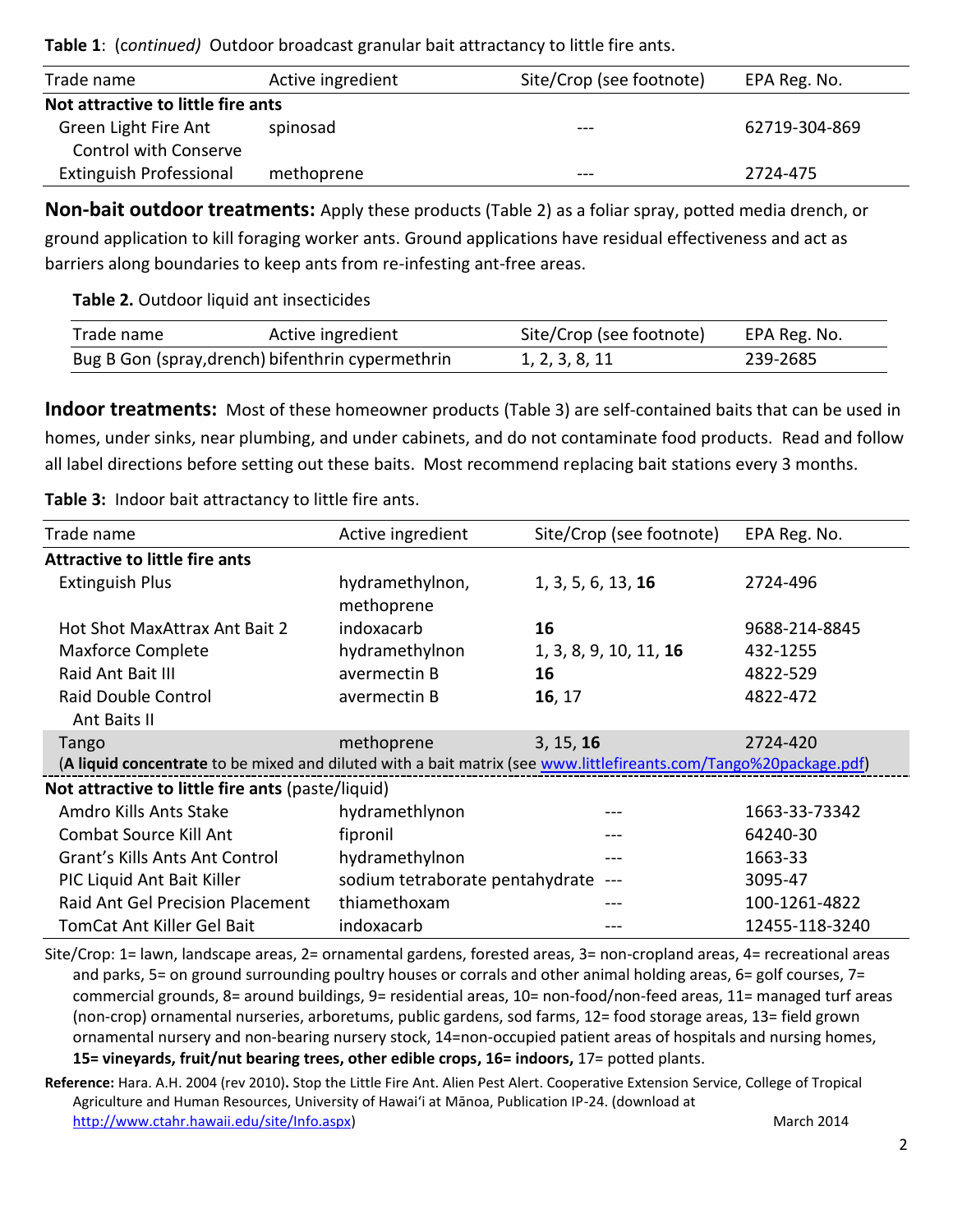**Table 1**: (*continued)* Outdoor broadcast granular bait attractancy to little fire ants.

| Trade name | Active ingredient | Site/Crop (see footnote) | EPA Reg. No. |
|---|---|---|---|
| **Not attractive to little fire ants** | | | |
| Green Light Fire Ant Control with Conserve | spinosad | --- | 62719-304-869 |
| Extinguish Professional | methoprene | --- | 2724-475 |

**Non-bait outdoor treatments:** Apply these products (Table 2) as a foliar spray, potted media drench, or ground application to kill foraging worker ants. Ground applications have residual effectiveness and act as barriers along boundaries to keep ants from re-infesting ant-free areas.

**Table 2.** Outdoor liquid ant insecticides

| Trade name | Active ingredient | Site/Crop (see footnote) | EPA Reg. No. |
|---|---|---|---|
| Bug B Gon (spray,drench) | bifenthrin cypermethrin | 1, 2, 3, 8, 11 | 239-2685 |

**Indoor treatments:** Most of these homeowner products (Table 3) are self-contained baits that can be used in homes, under sinks, near plumbing, and under cabinets, and do not contaminate food products. Read and follow all label directions before setting out these baits. Most recommend replacing bait stations every 3 months.

**Table 3:** Indoor bait attractancy to little fire ants.

| Trade name | Active ingredient | Site/Crop (see footnote) | EPA Reg. No. |
|---|---|---|---|
| **Attractive to little fire ants** | | | |
| Extinguish Plus | hydramethylnon, methoprene | 1, 3, 5, 6, 13, **16** | 2724-496 |
| Hot Shot MaxAttrax Ant Bait 2 | indoxacarb | **16** | 9688-214-8845 |
| Maxforce Complete | hydramethylnon | 1, 3, 8, 9, 10, 11, **16** | 432-1255 |
| Raid Ant Bait III | avermectin B | **16** | 4822-529 |
| Raid Double Control Ant Baits II | avermectin B | **16**, 17 | 4822-472 |
| Tango | methoprene | 3, 15, **16** | 2724-420 |
| (**A liquid concentrate** to be mixed and diluted with a bait matrix (see www.littlefireants.com/Tango%20package.pdf) | | | |
| **Not attractive to little fire ants** (paste/liquid) | | | |
| Amdro Kills Ants Stake | hydramethlynon | --- | 1663-33-73342 |
| Combat Source Kill Ant | fipronil | --- | 64240-30 |
| Grant's Kills Ants Ant Control | hydramethylnon | --- | 1663-33 |
| PIC Liquid Ant Bait Killer | sodium tetraborate pentahydrate | --- | 3095-47 |
| Raid Ant Gel Precision Placement | thiamethoxam | --- | 100-1261-4822 |
| TomCat Ant Killer Gel Bait | indoxacarb | --- | 12455-118-3240 |

Site/Crop: 1= lawn, landscape areas, 2= ornamental gardens, forested areas, 3= non-cropland areas, 4= recreational areas and parks, 5= on ground surrounding poultry houses or corrals and other animal holding areas, 6= golf courses, 7= commercial grounds, 8= around buildings, 9= residential areas, 10= non-food/non-feed areas, 11= managed turf areas (non-crop) ornamental nurseries, arboretums, public gardens, sod farms, 12= food storage areas, 13= field grown ornamental nursery and non-bearing nursery stock, 14=non-occupied patient areas of hospitals and nursing homes, **15= vineyards, fruit/nut bearing trees, other edible crops, 16= indoors,** 17= potted plants.

**Reference:** Hara. A.H. 2004 (rev 2010)**.** Stop the Little Fire Ant. Alien Pest Alert. Cooperative Extension Service, College of Tropical Agriculture and Human Resources, University of Hawaiʻi at Mānoa, Publication IP-24. (download at http://www.ctahr.hawaii.edu/site/Info.aspx)

March 2014